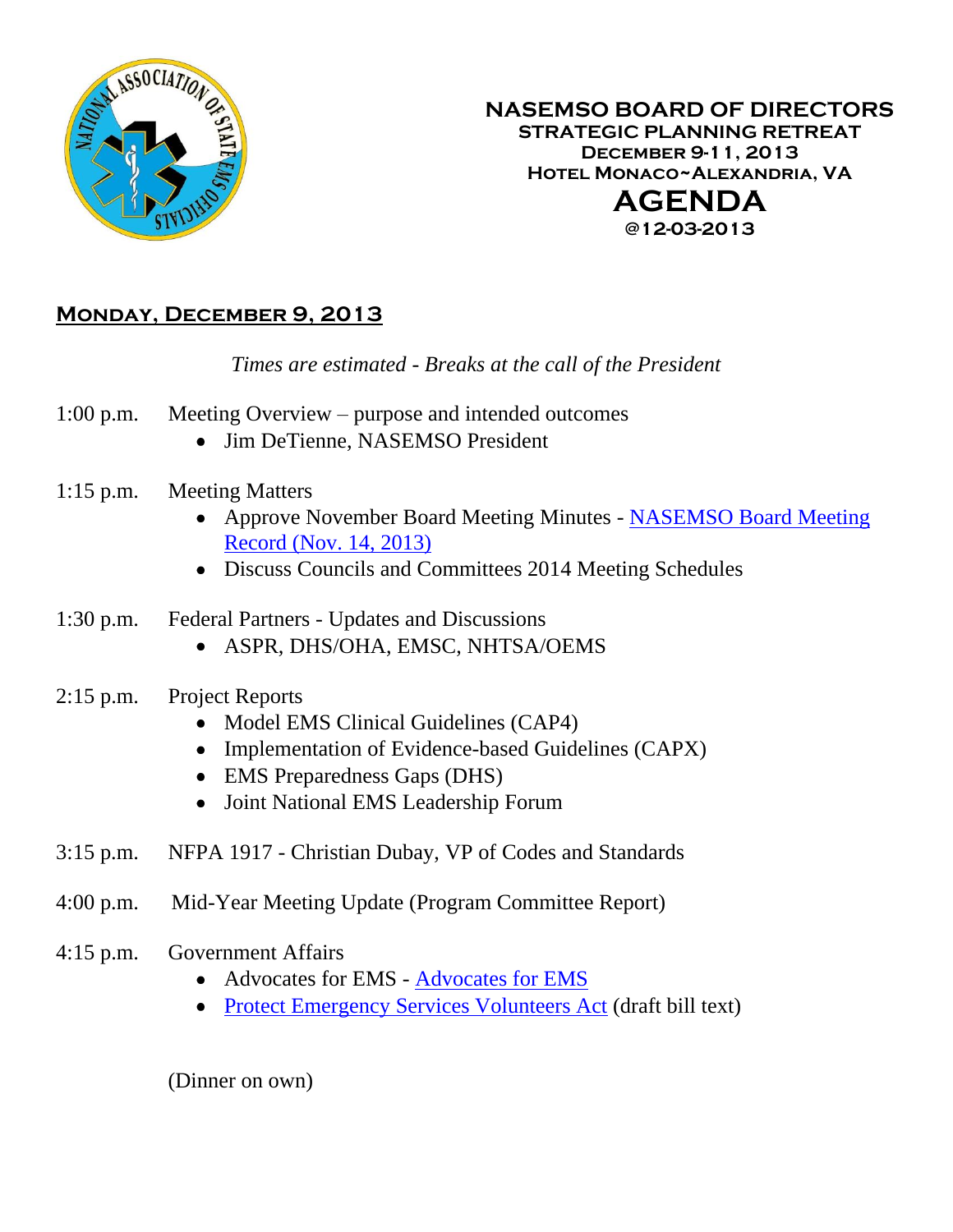# NASEMSO BOARD OF DIRECTORS

## STRATEGIC PLANNING RETREAT

**DECEMBER 9-11, 2013**

**HOTEL MONACO~ALEXANDRIA, VA**

# AGENDA

**@12-03-2013**

## MONDAY, DECEMBER 9, 2013

*Times are estimated - Breaks at the call of the President*

1:00 p.m. Meeting Overview – purpose and intended outcomes
- Jim DeTienne, NASEMSO President

1:15 p.m. Meeting Matters
- Approve November Board Meeting Minutes - NASEMSO Board Meeting Record (Nov. 14, 2013)
- Discuss Councils and Committees 2014 Meeting Schedules

1:30 p.m. Federal Partners - Updates and Discussions
- ASPR, DHS/OHA, EMSC, NHTSA/OEMS

2:15 p.m. Project Reports
- Model EMS Clinical Guidelines (CAP4)
- Implementation of Evidence-based Guidelines (CAPX)
- EMS Preparedness Gaps (DHS)
- Joint National EMS Leadership Forum

3:15 p.m. NFPA 1917 - Christian Dubay, VP of Codes and Standards

4:00 p.m. Mid-Year Meeting Update (Program Committee Report)

4:15 p.m. Government Affairs
- Advocates for EMS - Advocates for EMS
- Protect Emergency Services Volunteers Act (draft bill text)

(Dinner on own)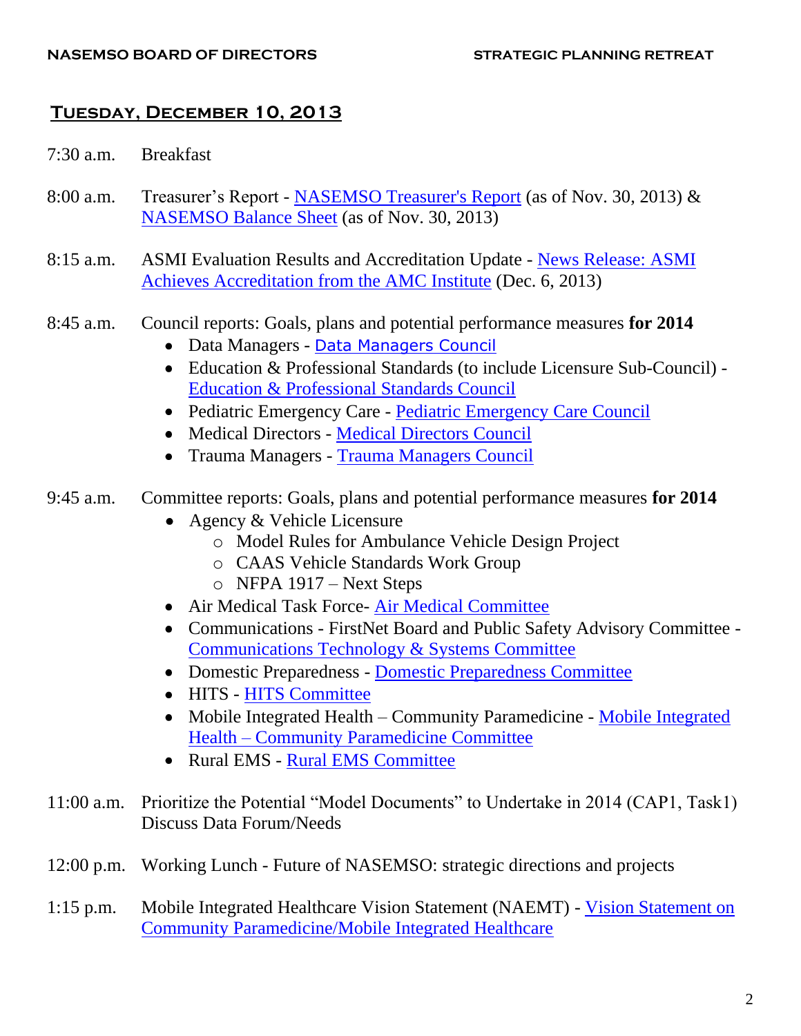## Tuesday, December 10, 2013

7:30 a.m. Breakfast

8:00 a.m. Treasurer's Report - NASEMSO Treasurer's Report (as of Nov. 30, 2013) & NASEMSO Balance Sheet (as of Nov. 30, 2013)

8:15 a.m. ASMI Evaluation Results and Accreditation Update - News Release: ASMI Achieves Accreditation from the AMC Institute (Dec. 6, 2013)

8:45 a.m. Council reports: Goals, plans and potential performance measures **for 2014**

- Data Managers - Data Managers Council
- Education & Professional Standards (to include Licensure Sub-Council) - Education & Professional Standards Council
- Pediatric Emergency Care - Pediatric Emergency Care Council
- Medical Directors - Medical Directors Council
- Trauma Managers - Trauma Managers Council

9:45 a.m. Committee reports: Goals, plans and potential performance measures **for 2014**

- Agency & Vehicle Licensure
  - Model Rules for Ambulance Vehicle Design Project
  - CAAS Vehicle Standards Work Group
  - NFPA 1917 – Next Steps
- Air Medical Task Force- Air Medical Committee
- Communications - FirstNet Board and Public Safety Advisory Committee - Communications Technology & Systems Committee
- Domestic Preparedness - Domestic Preparedness Committee
- HITS - HITS Committee
- Mobile Integrated Health – Community Paramedicine - Mobile Integrated Health – Community Paramedicine Committee
- Rural EMS - Rural EMS Committee

11:00 a.m. Prioritize the Potential "Model Documents" to Undertake in 2014 (CAP1, Task1)
Discuss Data Forum/Needs

12:00 p.m. Working Lunch - Future of NASEMSO: strategic directions and projects

1:15 p.m. Mobile Integrated Healthcare Vision Statement (NAEMT) - Vision Statement on Community Paramedicine/Mobile Integrated Healthcare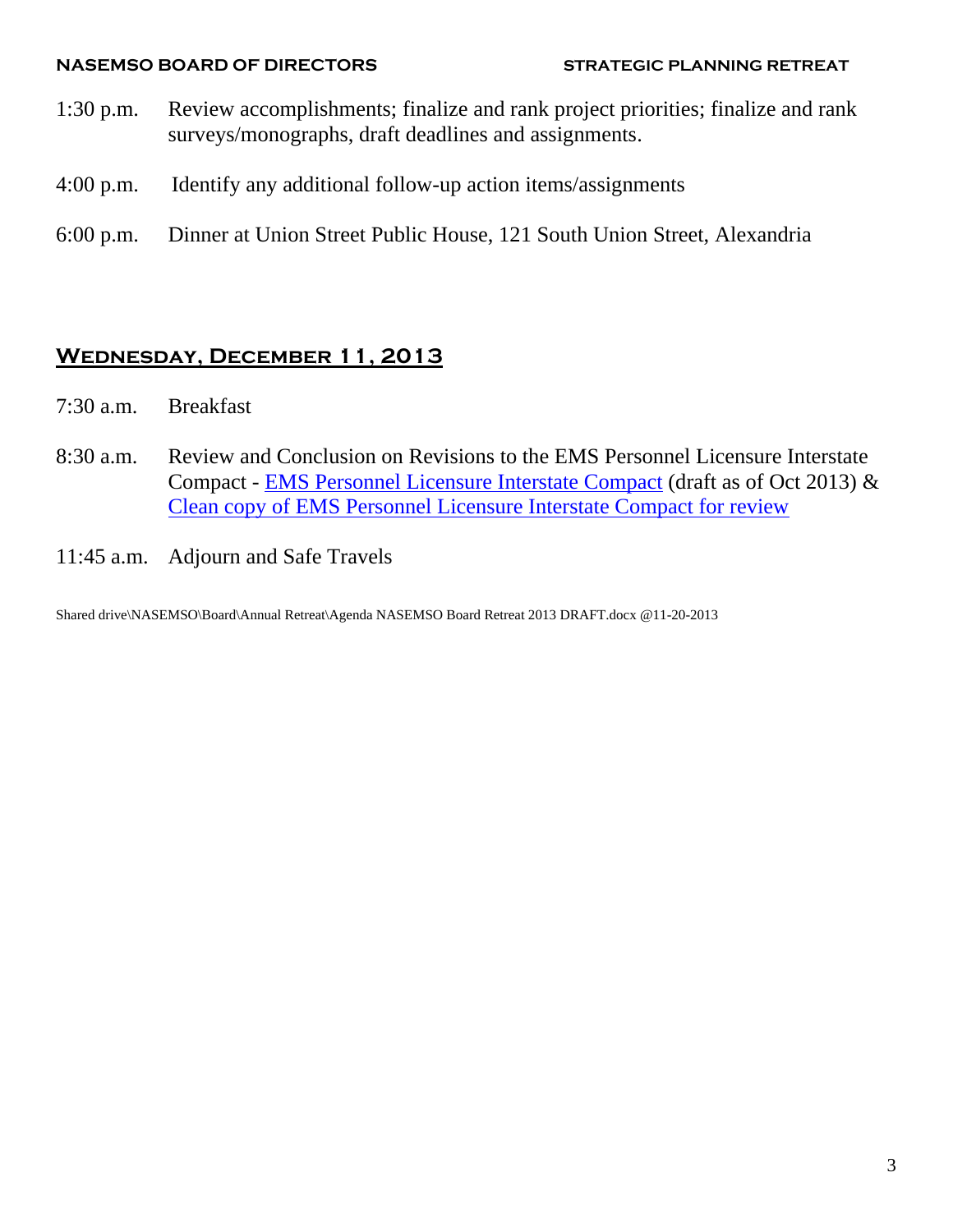1:30 p.m. Review accomplishments; finalize and rank project priorities; finalize and rank surveys/monographs, draft deadlines and assignments.

4:00 p.m. Identify any additional follow-up action items/assignments

6:00 p.m. Dinner at Union Street Public House, 121 South Union Street, Alexandria

## Wednesday, December 11, 2013

7:30 a.m. Breakfast

8:30 a.m. Review and Conclusion on Revisions to the EMS Personnel Licensure Interstate Compact - EMS Personnel Licensure Interstate Compact (draft as of Oct 2013) & Clean copy of EMS Personnel Licensure Interstate Compact for review

11:45 a.m. Adjourn and Safe Travels

Shared drive\NASEMSO\Board\Annual Retreat\Agenda NASEMSO Board Retreat 2013 DRAFT.docx @11-20-2013